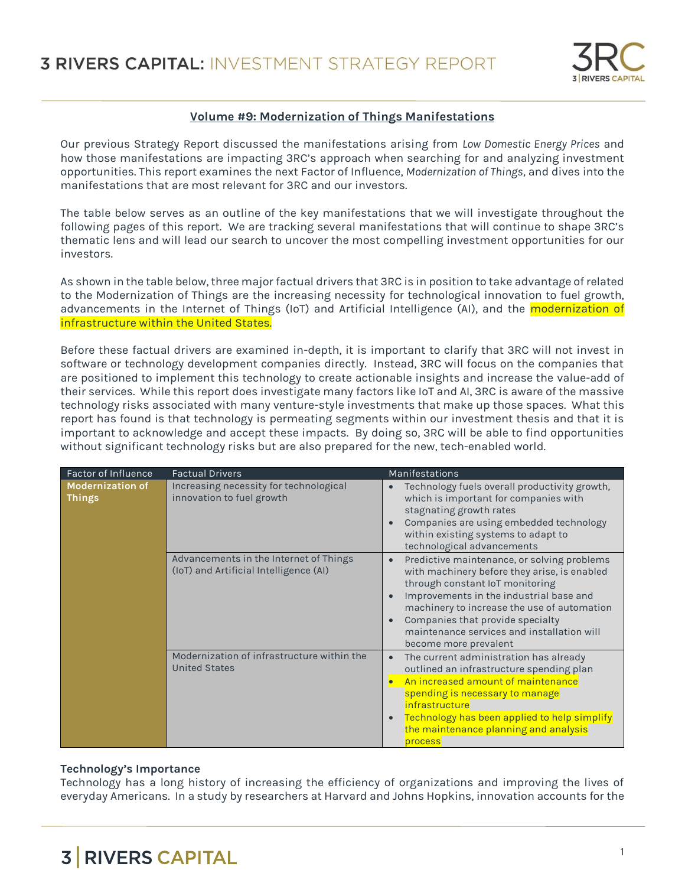### Volume #9: Modernization of Things Manifestations

Our previous Strategy Report discussed the manifestations arising from *Low Domestic Energy Prices* and how those manifestations are impacting 3RC's approach when searching for and analyzing investment opportunities. This report examines the next Factor of Influence, *Modernization of Things*, and dives into the manifestations that are most relevant for 3RC and our investors.

The table below serves as an outline of the key manifestations that we will investigate throughout the following pages of this report. We are tracking several manifestations that will continue to shape 3RC's thematic lens and will lead our search to uncover the most compelling investment opportunities for our investors.

As shown in the table below, three major factual drivers that 3RC is in position to take advantage of related to the Modernization of Things are the increasing necessity for technological innovation to fuel growth, advancements in the Internet of Things (IoT) and Artificial Intelligence (AI), and the modernization of infrastructure within the United States.

Before these factual drivers are examined in-depth, it is important to clarify that 3RC will not invest in software or technology development companies directly. Instead, 3RC will focus on the companies that are positioned to implement this technology to create actionable insights and increase the value-add of their services. While this report does investigate many factors like IoT and AI, 3RC is aware of the massive technology risks associated with many venture-style investments that make up those spaces. What this report has found is that technology is permeating segments within our investment thesis and that it is important to acknowledge and accept these impacts. By doing so, 3RC will be able to find opportunities without significant technology risks but are also prepared for the new, tech-enabled world.

| Factor of Influence | Factual Drivers | Manifestations |
|---|---|---|
| **Modernization of Things** | Increasing necessity for technological innovation to fuel growth | • Technology fuels overall productivity growth, which is important for companies with stagnating growth rates<br>• Companies are using embedded technology within existing systems to adapt to technological advancements |
| | Advancements in the Internet of Things (IoT) and Artificial Intelligence (AI) | • Predictive maintenance, or solving problems with machinery before they arise, is enabled through constant IoT monitoring<br>• Improvements in the industrial base and machinery to increase the use of automation<br>• Companies that provide specialty maintenance services and installation will become more prevalent |
| | Modernization of infrastructure within the United States | • The current administration has already outlined an infrastructure spending plan<br>• An increased amount of maintenance spending is necessary to manage infrastructure<br>• Technology has been applied to help simplify the maintenance planning and analysis process |

**Technology's Importance**

Technology has a long history of increasing the efficiency of organizations and improving the lives of everyday Americans. In a study by researchers at Harvard and Johns Hopkins, innovation accounts for the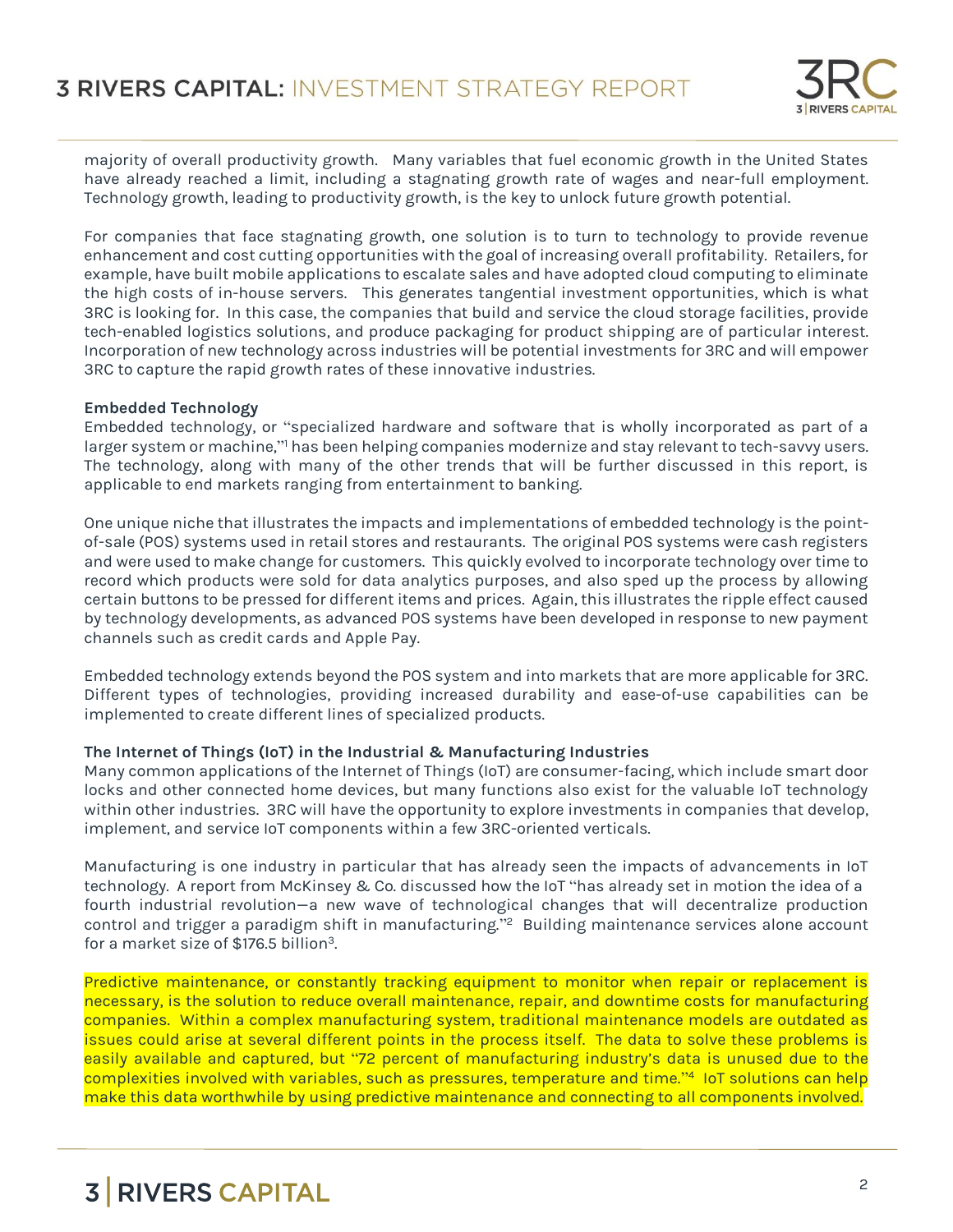majority of overall productivity growth. Many variables that fuel economic growth in the United States have already reached a limit, including a stagnating growth rate of wages and near-full employment. Technology growth, leading to productivity growth, is the key to unlock future growth potential.

For companies that face stagnating growth, one solution is to turn to technology to provide revenue enhancement and cost cutting opportunities with the goal of increasing overall profitability. Retailers, for example, have built mobile applications to escalate sales and have adopted cloud computing to eliminate the high costs of in-house servers. This generates tangential investment opportunities, which is what 3RC is looking for. In this case, the companies that build and service the cloud storage facilities, provide tech-enabled logistics solutions, and produce packaging for product shipping are of particular interest. Incorporation of new technology across industries will be potential investments for 3RC and will empower 3RC to capture the rapid growth rates of these innovative industries.

**Embedded Technology**

Embedded technology, or "specialized hardware and software that is wholly incorporated as part of a larger system or machine,"[1] has been helping companies modernize and stay relevant to tech-savvy users. The technology, along with many of the other trends that will be further discussed in this report, is applicable to end markets ranging from entertainment to banking.

One unique niche that illustrates the impacts and implementations of embedded technology is the point-of-sale (POS) systems used in retail stores and restaurants. The original POS systems were cash registers and were used to make change for customers. This quickly evolved to incorporate technology over time to record which products were sold for data analytics purposes, and also sped up the process by allowing certain buttons to be pressed for different items and prices. Again, this illustrates the ripple effect caused by technology developments, as advanced POS systems have been developed in response to new payment channels such as credit cards and Apple Pay.

Embedded technology extends beyond the POS system and into markets that are more applicable for 3RC. Different types of technologies, providing increased durability and ease-of-use capabilities can be implemented to create different lines of specialized products.

**The Internet of Things (IoT) in the Industrial & Manufacturing Industries**

Many common applications of the Internet of Things (IoT) are consumer-facing, which include smart door locks and other connected home devices, but many functions also exist for the valuable IoT technology within other industries. 3RC will have the opportunity to explore investments in companies that develop, implement, and service IoT components within a few 3RC-oriented verticals.

Manufacturing is one industry in particular that has already seen the impacts of advancements in IoT technology. A report from McKinsey & Co. discussed how the IoT "has already set in motion the idea of a fourth industrial revolution—a new wave of technological changes that will decentralize production control and trigger a paradigm shift in manufacturing."[2] Building maintenance services alone account for a market size of $176.5 billion[3].

Predictive maintenance, or constantly tracking equipment to monitor when repair or replacement is necessary, is the solution to reduce overall maintenance, repair, and downtime costs for manufacturing companies. Within a complex manufacturing system, traditional maintenance models are outdated as issues could arise at several different points in the process itself. The data to solve these problems is easily available and captured, but "72 percent of manufacturing industry's data is unused due to the complexities involved with variables, such as pressures, temperature and time."[4] IoT solutions can help make this data worthwhile by using predictive maintenance and connecting to all components involved.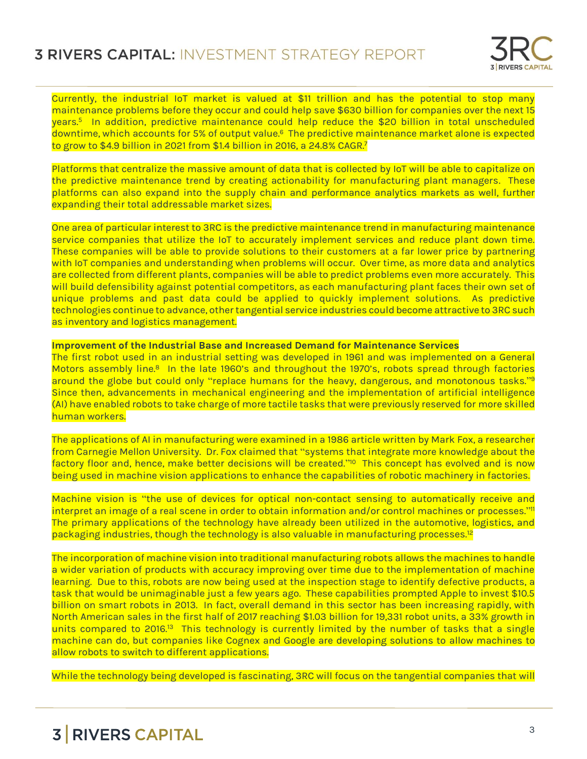Currently, the industrial IoT market is valued at $11 trillion and has the potential to stop many maintenance problems before they occur and could help save $630 billion for companies over the next 15 years.[5] In addition, predictive maintenance could help reduce the $20 billion in total unscheduled downtime, which accounts for 5% of output value.[6] The predictive maintenance market alone is expected to grow to $4.9 billion in 2021 from $1.4 billion in 2016, a 24.8% CAGR.[7]

Platforms that centralize the massive amount of data that is collected by IoT will be able to capitalize on the predictive maintenance trend by creating actionability for manufacturing plant managers. These platforms can also expand into the supply chain and performance analytics markets as well, further expanding their total addressable market sizes.

One area of particular interest to 3RC is the predictive maintenance trend in manufacturing maintenance service companies that utilize the IoT to accurately implement services and reduce plant down time. These companies will be able to provide solutions to their customers at a far lower price by partnering with IoT companies and understanding when problems will occur. Over time, as more data and analytics are collected from different plants, companies will be able to predict problems even more accurately. This will build defensibility against potential competitors, as each manufacturing plant faces their own set of unique problems and past data could be applied to quickly implement solutions. As predictive technologies continue to advance, other tangential service industries could become attractive to 3RC such as inventory and logistics management.

**Improvement of the Industrial Base and Increased Demand for Maintenance Services**

The first robot used in an industrial setting was developed in 1961 and was implemented on a General Motors assembly line.[8] In the late 1960's and throughout the 1970's, robots spread through factories around the globe but could only "replace humans for the heavy, dangerous, and monotonous tasks."[9] Since then, advancements in mechanical engineering and the implementation of artificial intelligence (AI) have enabled robots to take charge of more tactile tasks that were previously reserved for more skilled human workers.

The applications of AI in manufacturing were examined in a 1986 article written by Mark Fox, a researcher from Carnegie Mellon University. Dr. Fox claimed that "systems that integrate more knowledge about the factory floor and, hence, make better decisions will be created."[10] This concept has evolved and is now being used in machine vision applications to enhance the capabilities of robotic machinery in factories.

Machine vision is "the use of devices for optical non-contact sensing to automatically receive and interpret an image of a real scene in order to obtain information and/or control machines or processes."[11] The primary applications of the technology have already been utilized in the automotive, logistics, and packaging industries, though the technology is also valuable in manufacturing processes.[12]

The incorporation of machine vision into traditional manufacturing robots allows the machines to handle a wider variation of products with accuracy improving over time due to the implementation of machine learning. Due to this, robots are now being used at the inspection stage to identify defective products, a task that would be unimaginable just a few years ago. These capabilities prompted Apple to invest $10.5 billion on smart robots in 2013. In fact, overall demand in this sector has been increasing rapidly, with North American sales in the first half of 2017 reaching $1.03 billion for 19,331 robot units, a 33% growth in units compared to 2016.[13] This technology is currently limited by the number of tasks that a single machine can do, but companies like Cognex and Google are developing solutions to allow machines to allow robots to switch to different applications.

While the technology being developed is fascinating, 3RC will focus on the tangential companies that will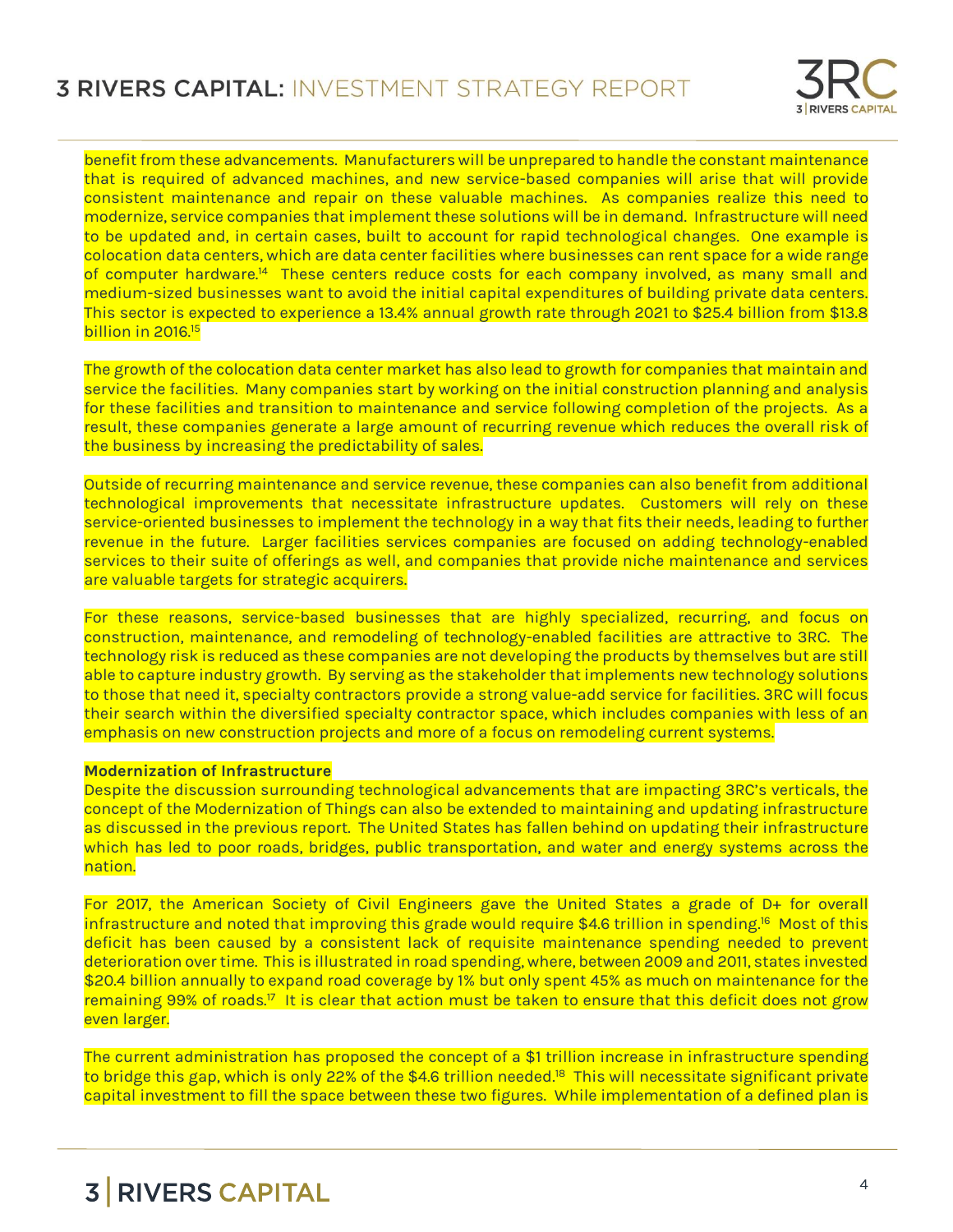benefit from these advancements. Manufacturers will be unprepared to handle the constant maintenance that is required of advanced machines, and new service-based companies will arise that will provide consistent maintenance and repair on these valuable machines. As companies realize this need to modernize, service companies that implement these solutions will be in demand. Infrastructure will need to be updated and, in certain cases, built to account for rapid technological changes. One example is colocation data centers, which are data center facilities where businesses can rent space for a wide range of computer hardware.[14] These centers reduce costs for each company involved, as many small and medium-sized businesses want to avoid the initial capital expenditures of building private data centers. This sector is expected to experience a 13.4% annual growth rate through 2021 to $25.4 billion from $13.8 billion in 2016.[15]

The growth of the colocation data center market has also lead to growth for companies that maintain and service the facilities. Many companies start by working on the initial construction planning and analysis for these facilities and transition to maintenance and service following completion of the projects. As a result, these companies generate a large amount of recurring revenue which reduces the overall risk of the business by increasing the predictability of sales.

Outside of recurring maintenance and service revenue, these companies can also benefit from additional technological improvements that necessitate infrastructure updates. Customers will rely on these service-oriented businesses to implement the technology in a way that fits their needs, leading to further revenue in the future. Larger facilities services companies are focused on adding technology-enabled services to their suite of offerings as well, and companies that provide niche maintenance and services are valuable targets for strategic acquirers.

For these reasons, service-based businesses that are highly specialized, recurring, and focus on construction, maintenance, and remodeling of technology-enabled facilities are attractive to 3RC. The technology risk is reduced as these companies are not developing the products by themselves but are still able to capture industry growth. By serving as the stakeholder that implements new technology solutions to those that need it, specialty contractors provide a strong value-add service for facilities. 3RC will focus their search within the diversified specialty contractor space, which includes companies with less of an emphasis on new construction projects and more of a focus on remodeling current systems.

**Modernization of Infrastructure**

Despite the discussion surrounding technological advancements that are impacting 3RC's verticals, the concept of the Modernization of Things can also be extended to maintaining and updating infrastructure as discussed in the previous report. The United States has fallen behind on updating their infrastructure which has led to poor roads, bridges, public transportation, and water and energy systems across the nation.

For 2017, the American Society of Civil Engineers gave the United States a grade of D+ for overall infrastructure and noted that improving this grade would require $4.6 trillion in spending.[16] Most of this deficit has been caused by a consistent lack of requisite maintenance spending needed to prevent deterioration over time. This is illustrated in road spending, where, between 2009 and 2011, states invested $20.4 billion annually to expand road coverage by 1% but only spent 45% as much on maintenance for the remaining 99% of roads.[17] It is clear that action must be taken to ensure that this deficit does not grow even larger.

The current administration has proposed the concept of a $1 trillion increase in infrastructure spending to bridge this gap, which is only 22% of the $4.6 trillion needed.[18] This will necessitate significant private capital investment to fill the space between these two figures. While implementation of a defined plan is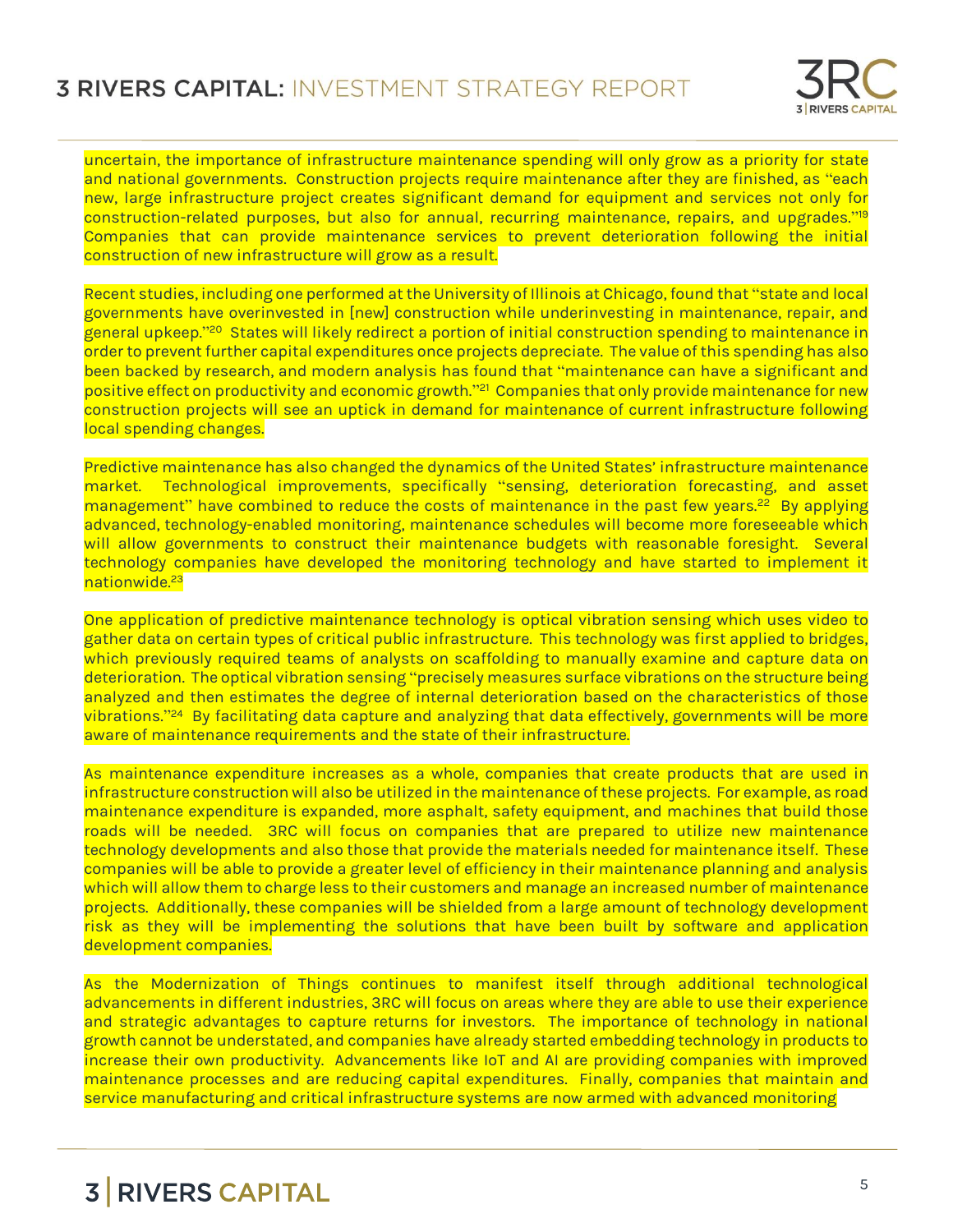uncertain, the importance of infrastructure maintenance spending will only grow as a priority for state and national governments. Construction projects require maintenance after they are finished, as "each new, large infrastructure project creates significant demand for equipment and services not only for construction-related purposes, but also for annual, recurring maintenance, repairs, and upgrades."[19] Companies that can provide maintenance services to prevent deterioration following the initial construction of new infrastructure will grow as a result.

Recent studies, including one performed at the University of Illinois at Chicago, found that "state and local governments have overinvested in [new] construction while underinvesting in maintenance, repair, and general upkeep."[20] States will likely redirect a portion of initial construction spending to maintenance in order to prevent further capital expenditures once projects depreciate. The value of this spending has also been backed by research, and modern analysis has found that "maintenance can have a significant and positive effect on productivity and economic growth."[21] Companies that only provide maintenance for new construction projects will see an uptick in demand for maintenance of current infrastructure following local spending changes.

Predictive maintenance has also changed the dynamics of the United States' infrastructure maintenance market. Technological improvements, specifically "sensing, deterioration forecasting, and asset management" have combined to reduce the costs of maintenance in the past few years.[22] By applying advanced, technology-enabled monitoring, maintenance schedules will become more foreseeable which will allow governments to construct their maintenance budgets with reasonable foresight. Several technology companies have developed the monitoring technology and have started to implement it nationwide.[23]

One application of predictive maintenance technology is optical vibration sensing which uses video to gather data on certain types of critical public infrastructure. This technology was first applied to bridges, which previously required teams of analysts on scaffolding to manually examine and capture data on deterioration. The optical vibration sensing "precisely measures surface vibrations on the structure being analyzed and then estimates the degree of internal deterioration based on the characteristics of those vibrations."[24] By facilitating data capture and analyzing that data effectively, governments will be more aware of maintenance requirements and the state of their infrastructure.

As maintenance expenditure increases as a whole, companies that create products that are used in infrastructure construction will also be utilized in the maintenance of these projects. For example, as road maintenance expenditure is expanded, more asphalt, safety equipment, and machines that build those roads will be needed. 3RC will focus on companies that are prepared to utilize new maintenance technology developments and also those that provide the materials needed for maintenance itself. These companies will be able to provide a greater level of efficiency in their maintenance planning and analysis which will allow them to charge less to their customers and manage an increased number of maintenance projects. Additionally, these companies will be shielded from a large amount of technology development risk as they will be implementing the solutions that have been built by software and application development companies.

As the Modernization of Things continues to manifest itself through additional technological advancements in different industries, 3RC will focus on areas where they are able to use their experience and strategic advantages to capture returns for investors. The importance of technology in national growth cannot be understated, and companies have already started embedding technology in products to increase their own productivity. Advancements like IoT and AI are providing companies with improved maintenance processes and are reducing capital expenditures. Finally, companies that maintain and service manufacturing and critical infrastructure systems are now armed with advanced monitoring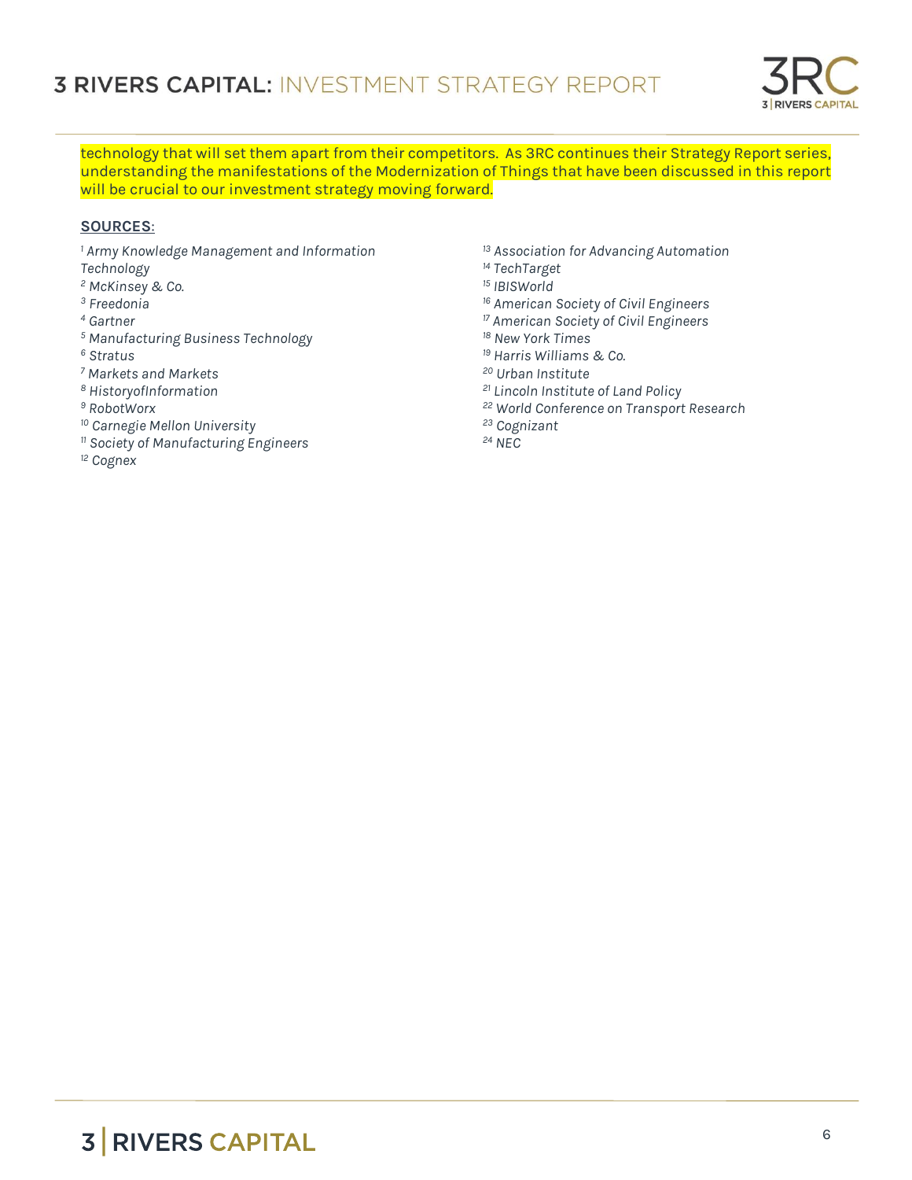technology that will set them apart from their competitors. As 3RC continues their Strategy Report series, understanding the manifestations of the Modernization of Things that have been discussed in this report will be crucial to our investment strategy moving forward.

**SOURCES:**

[1] *Army Knowledge Management and Information Technology*
[2] *McKinsey & Co.*
[3] *Freedonia*
[4] *Gartner*
[5] *Manufacturing Business Technology*
[6] *Stratus*
[7] *Markets and Markets*
[8] *HistoryofInformation*
[9] *RobotWorx*
[10] *Carnegie Mellon University*
[11] *Society of Manufacturing Engineers*
[12] *Cognex*
[13] *Association for Advancing Automation*
[14] *TechTarget*
[15] *IBISWorld*
[16] *American Society of Civil Engineers*
[17] *American Society of Civil Engineers*
[18] *New York Times*
[19] *Harris Williams & Co.*
[20] *Urban Institute*
[21] *Lincoln Institute of Land Policy*
[22] *World Conference on Transport Research*
[23] *Cognizant*
[24] *NEC*